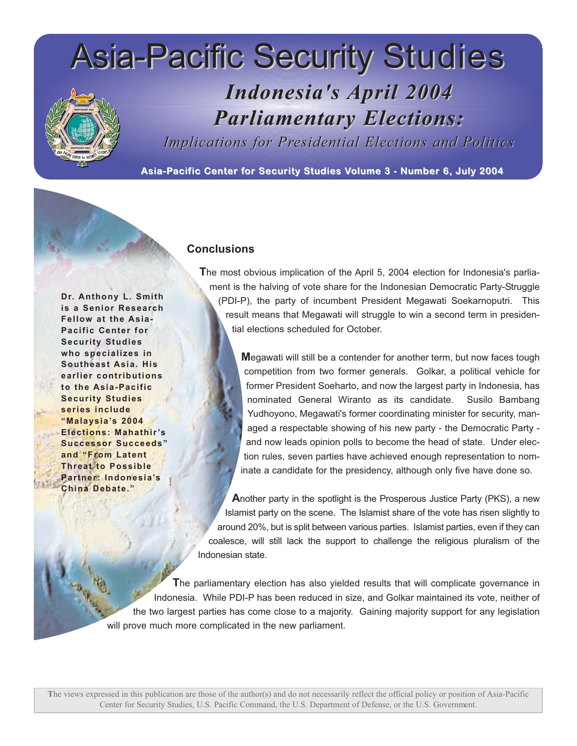# Asia-Pacific Security Studies

## *Indonesia's April 2004 Parliamentary Elections:*

### *Implications for Presidential Elections and Politics*

**Asia-Pacific Center for Security Studies Volume 3 - Number 6, July 2004**

**Dr. Anthony L. Smith is a Senior Research Fellow at the Asia-Pacific Center for Security Studies who specializes in Southeast Asia. His earlier contributions to the Asia-Pacific Security Studies series include "Malaysia's 2004 Elections: Mahathir's Successor Succeeds" and "From Latent Threat to Possible Partner: Indonesia's China Debate."**

## Conclusions

The most obvious implication of the April 5, 2004 election for Indonesia's parliament is the halving of vote share for the Indonesian Democratic Party-Struggle (PDI-P), the party of incumbent President Megawati Soekarnoputri. This result means that Megawati will struggle to win a second term in presidential elections scheduled for October.

Megawati will still be a contender for another term, but now faces tough competition from two former generals. Golkar, a political vehicle for former President Soeharto, and now the largest party in Indonesia, has nominated General Wiranto as its candidate. Susilo Bambang Yudhoyono, Megawati's former coordinating minister for security, managed a respectable showing of his new party - the Democratic Party - and now leads opinion polls to become the head of state. Under election rules, seven parties have achieved enough representation to nominate a candidate for the presidency, although only five have done so.

Another party in the spotlight is the Prosperous Justice Party (PKS), a new Islamist party on the scene. The Islamist share of the vote has risen slightly to around 20%, but is split between various parties. Islamist parties, even if they can coalesce, will still lack the support to challenge the religious pluralism of the Indonesian state.

The parliamentary election has also yielded results that will complicate governance in Indonesia. While PDI-P has been reduced in size, and Golkar maintained its vote, neither of the two largest parties has come close to a majority. Gaining majority support for any legislation will prove much more complicated in the new parliament.

The views expressed in this publication are those of the author(s) and do not necessarily reflect the official policy or position of Asia-Pacific Center for Security Studies, U.S. Pacific Command, the U.S. Department of Defense, or the U.S. Government.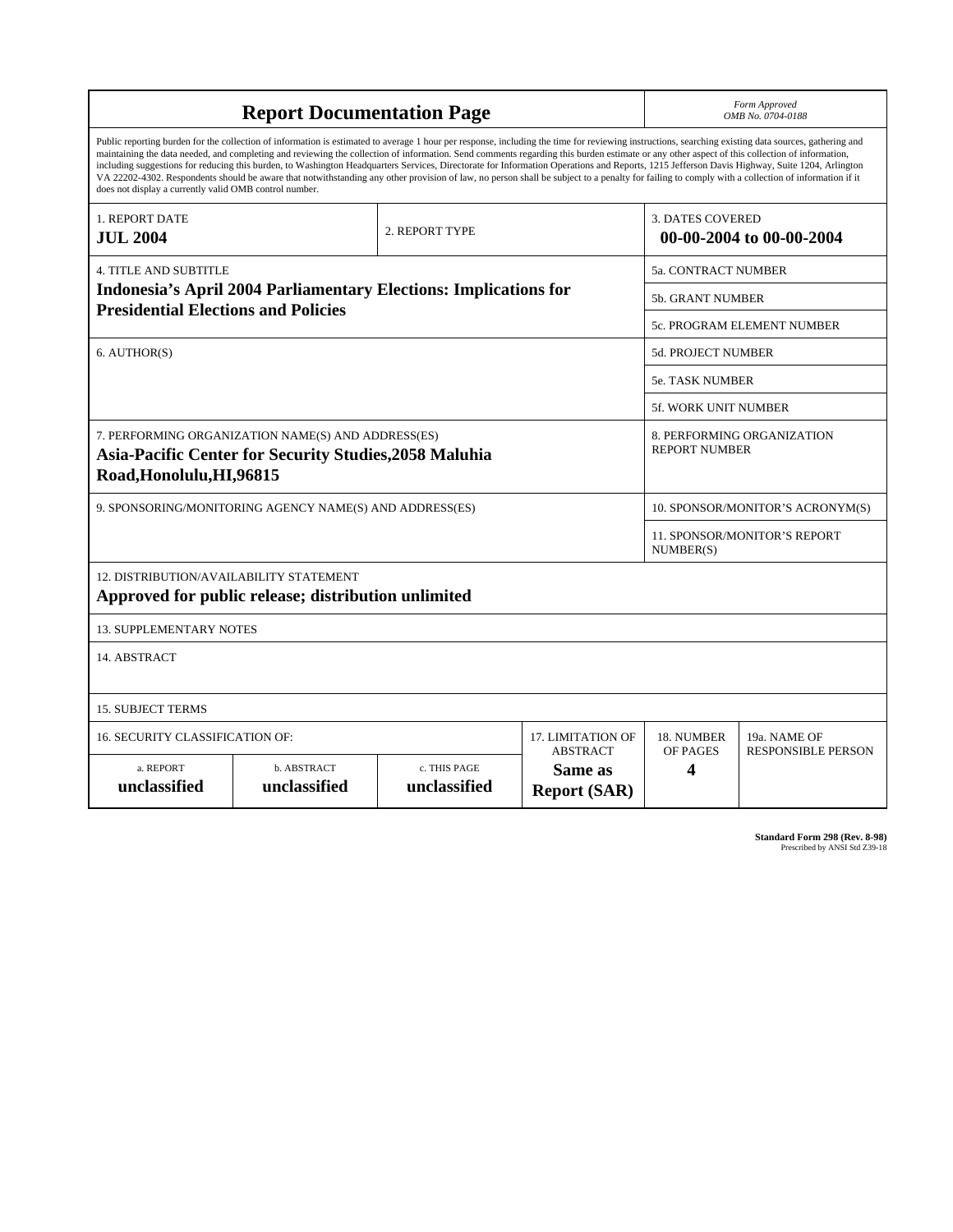# Report Documentation Page

*Form Approved*
*OMB No. 0704-0188*

Public reporting burden for the collection of information is estimated to average 1 hour per response, including the time for reviewing instructions, searching existing data sources, gathering and maintaining the data needed, and completing and reviewing the collection of information. Send comments regarding this burden estimate or any other aspect of this collection of information, including suggestions for reducing this burden, to Washington Headquarters Services, Directorate for Information Operations and Reports, 1215 Jefferson Davis Highway, Suite 1204, Arlington VA 22202-4302. Respondents should be aware that notwithstanding any other provision of law, no person shall be subject to a penalty for failing to comply with a collection of information if it does not display a currently valid OMB control number.

| 1. REPORT DATE | 2. REPORT TYPE | 3. DATES COVERED |
|---|---|---|
| **JUL 2004** | | **00-00-2004 to 00-00-2004** |

| 4. TITLE AND SUBTITLE | |
|---|---|
| **Indonesia's April 2004 Parliamentary Elections: Implications for Presidential Elections and Policies** | 5a. CONTRACT NUMBER |
| | 5b. GRANT NUMBER |
| | 5c. PROGRAM ELEMENT NUMBER |
| 6. AUTHOR(S) | 5d. PROJECT NUMBER |
| | 5e. TASK NUMBER |
| | 5f. WORK UNIT NUMBER |
| 7. PERFORMING ORGANIZATION NAME(S) AND ADDRESS(ES) **Asia-Pacific Center for Security Studies,2058 Maluhia Road,Honolulu,HI,96815** | 8. PERFORMING ORGANIZATION REPORT NUMBER |
| 9. SPONSORING/MONITORING AGENCY NAME(S) AND ADDRESS(ES) | 10. SPONSOR/MONITOR'S ACRONYM(S) |
| | 11. SPONSOR/MONITOR'S REPORT NUMBER(S) |

12. DISTRIBUTION/AVAILABILITY STATEMENT
**Approved for public release; distribution unlimited**

13. SUPPLEMENTARY NOTES

14. ABSTRACT

15. SUBJECT TERMS

| 16. SECURITY CLASSIFICATION OF: | | | 17. LIMITATION OF ABSTRACT | 18. NUMBER OF PAGES | 19a. NAME OF RESPONSIBLE PERSON |
|---|---|---|---|---|---|
| a. REPORT | b. ABSTRACT | c. THIS PAGE | | | |
| **unclassified** | **unclassified** | **unclassified** | **Same as Report (SAR)** | **4** | |

**Standard Form 298 (Rev. 8-98)**
Prescribed by ANSI Std Z39-18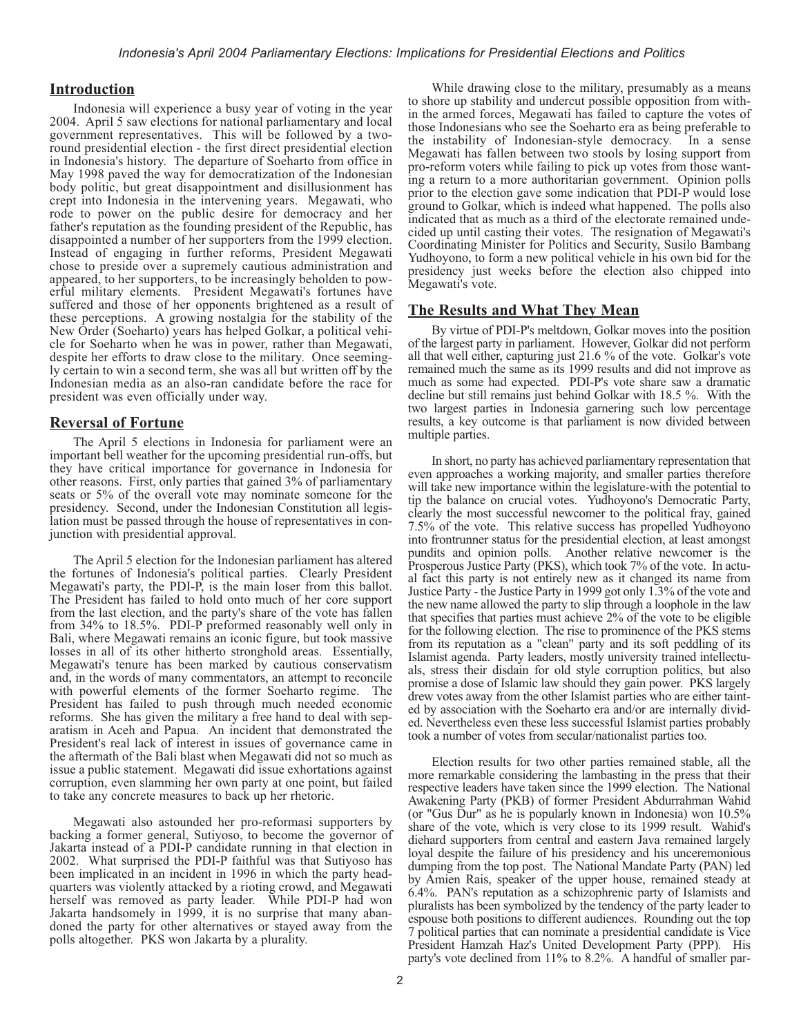## Introduction

Indonesia will experience a busy year of voting in the year 2004. April 5 saw elections for national parliamentary and local government representatives. This will be followed by a two-round presidential election - the first direct presidential election in Indonesia's history. The departure of Soeharto from office in May 1998 paved the way for democratization of the Indonesian body politic, but great disappointment and disillusionment has crept into Indonesia in the intervening years. Megawati, who rode to power on the public desire for democracy and her father's reputation as the founding president of the Republic, has disappointed a number of her supporters from the 1999 election. Instead of engaging in further reforms, President Megawati chose to preside over a supremely cautious administration and appeared, to her supporters, to be increasingly beholden to powerful military elements. President Megawati's fortunes have suffered and those of her opponents brightened as a result of these perceptions. A growing nostalgia for the stability of the New Order (Soeharto) years has helped Golkar, a political vehicle for Soeharto when he was in power, rather than Megawati, despite her efforts to draw close to the military. Once seemingly certain to win a second term, she was all but written off by the Indonesian media as an also-ran candidate before the race for president was even officially under way.

## Reversal of Fortune

The April 5 elections in Indonesia for parliament were an important bell weather for the upcoming presidential run-offs, but they have critical importance for governance in Indonesia for other reasons. First, only parties that gained 3% of parliamentary seats or 5% of the overall vote may nominate someone for the presidency. Second, under the Indonesian Constitution all legislation must be passed through the house of representatives in conjunction with presidential approval.

The April 5 election for the Indonesian parliament has altered the fortunes of Indonesia's political parties. Clearly President Megawati's party, the PDI-P, is the main loser from this ballot. The President has failed to hold onto much of her core support from the last election, and the party's share of the vote has fallen from 34% to 18.5%. PDI-P preformed reasonably well only in Bali, where Megawati remains an iconic figure, but took massive losses in all of its other hitherto stronghold areas. Essentially, Megawati's tenure has been marked by cautious conservatism and, in the words of many commentators, an attempt to reconcile with powerful elements of the former Soeharto regime. The President has failed to push through much needed economic reforms. She has given the military a free hand to deal with separatism in Aceh and Papua. An incident that demonstrated the President's real lack of interest in issues of governance came in the aftermath of the Bali blast when Megawati did not so much as issue a public statement. Megawati did issue exhortations against corruption, even slamming her own party at one point, but failed to take any concrete measures to back up her rhetoric.

Megawati also astounded her pro-reformasi supporters by backing a former general, Sutiyoso, to become the governor of Jakarta instead of a PDI-P candidate running in that election in 2002. What surprised the PDI-P faithful was that Sutiyoso has been implicated in an incident in 1996 in which the party headquarters was violently attacked by a rioting crowd, and Megawati herself was removed as party leader. While PDI-P had won Jakarta handsomely in 1999, it is no surprise that many abandoned the party for other alternatives or stayed away from the polls altogether. PKS won Jakarta by a plurality.

While drawing close to the military, presumably as a means to shore up stability and undercut possible opposition from within the armed forces, Megawati has failed to capture the votes of those Indonesians who see the Soeharto era as being preferable to the instability of Indonesian-style democracy. In a sense Megawati has fallen between two stools by losing support from pro-reform voters while failing to pick up votes from those wanting a return to a more authoritarian government. Opinion polls prior to the election gave some indication that PDI-P would lose ground to Golkar, which is indeed what happened. The polls also indicated that as much as a third of the electorate remained undecided up until casting their votes. The resignation of Megawati's Coordinating Minister for Politics and Security, Susilo Bambang Yudhoyono, to form a new political vehicle in his own bid for the presidency just weeks before the election also chipped into Megawati's vote.

## The Results and What They Mean

By virtue of PDI-P's meltdown, Golkar moves into the position of the largest party in parliament. However, Golkar did not perform all that well either, capturing just 21.6 % of the vote. Golkar's vote remained much the same as its 1999 results and did not improve as much as some had expected. PDI-P's vote share saw a dramatic decline but still remains just behind Golkar with 18.5 %. With the two largest parties in Indonesia garnering such low percentage results, a key outcome is that parliament is now divided between multiple parties.

In short, no party has achieved parliamentary representation that even approaches a working majority, and smaller parties therefore will take new importance within the legislature-with the potential to tip the balance on crucial votes. Yudhoyono's Democratic Party, clearly the most successful newcomer to the political fray, gained 7.5% of the vote. This relative success has propelled Yudhoyono into frontrunner status for the presidential election, at least amongst pundits and opinion polls. Another relative newcomer is the Prosperous Justice Party (PKS), which took 7% of the vote. In actual fact this party is not entirely new as it changed its name from Justice Party - the Justice Party in 1999 got only 1.3% of the vote and the new name allowed the party to slip through a loophole in the law that specifies that parties must achieve 2% of the vote to be eligible for the following election. The rise to prominence of the PKS stems from its reputation as a "clean" party and its soft peddling of its Islamist agenda. Party leaders, mostly university trained intellectuals, stress their disdain for old style corruption politics, but also promise a dose of Islamic law should they gain power. PKS largely drew votes away from the other Islamist parties who are either tainted by association with the Soeharto era and/or are internally divided. Nevertheless even these less successful Islamist parties probably took a number of votes from secular/nationalist parties too.

Election results for two other parties remained stable, all the more remarkable considering the lambasting in the press that their respective leaders have taken since the 1999 election. The National Awakening Party (PKB) of former President Abdurrahman Wahid (or "Gus Dur" as he is popularly known in Indonesia) won 10.5% share of the vote, which is very close to its 1999 result. Wahid's diehard supporters from central and eastern Java remained largely loyal despite the failure of his presidency and his unceremonious dumping from the top post. The National Mandate Party (PAN) led by Amien Rais, speaker of the upper house, remained steady at 6.4%. PAN's reputation as a schizophrenic party of Islamists and pluralists has been symbolized by the tendency of the party leader to espouse both positions to different audiences. Rounding out the top 7 political parties that can nominate a presidential candidate is Vice President Hamzah Haz's United Development Party (PPP). His party's vote declined from 11% to 8.2%. A handful of smaller par-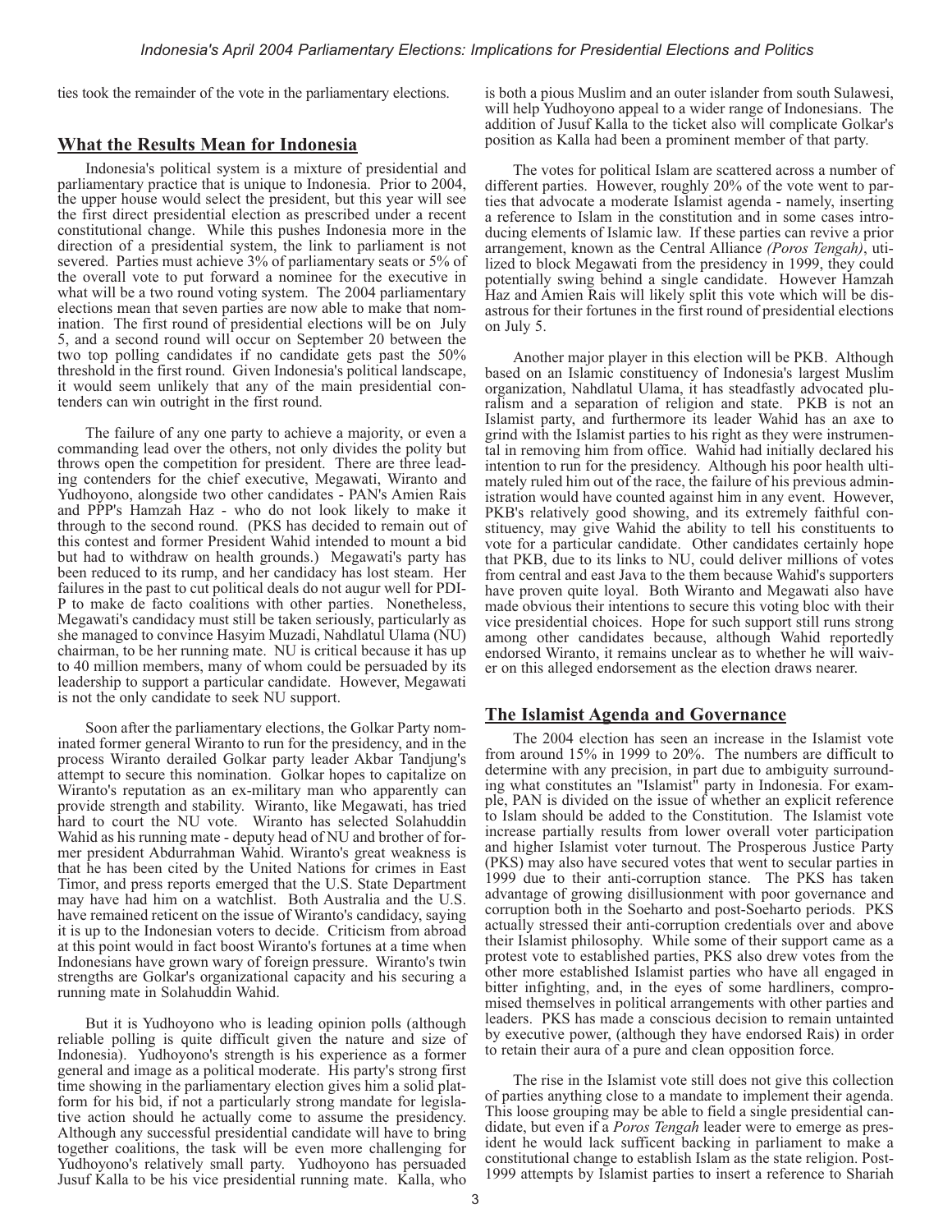ties took the remainder of the vote in the parliamentary elections.

## What the Results Mean for Indonesia

Indonesia's political system is a mixture of presidential and parliamentary practice that is unique to Indonesia. Prior to 2004, the upper house would select the president, but this year will see the first direct presidential election as prescribed under a recent constitutional change. While this pushes Indonesia more in the direction of a presidential system, the link to parliament is not severed. Parties must achieve 3% of parliamentary seats or 5% of the overall vote to put forward a nominee for the executive in what will be a two round voting system. The 2004 parliamentary elections mean that seven parties are now able to make that nomination. The first round of presidential elections will be on July 5, and a second round will occur on September 20 between the two top polling candidates if no candidate gets past the 50% threshold in the first round. Given Indonesia's political landscape, it would seem unlikely that any of the main presidential contenders can win outright in the first round.

The failure of any one party to achieve a majority, or even a commanding lead over the others, not only divides the polity but throws open the competition for president. There are three leading contenders for the chief executive, Megawati, Wiranto and Yudhoyono, alongside two other candidates - PAN's Amien Rais and PPP's Hamzah Haz - who do not look likely to make it through to the second round. (PKS has decided to remain out of this contest and former President Wahid intended to mount a bid but had to withdraw on health grounds.) Megawati's party has been reduced to its rump, and her candidacy has lost steam. Her failures in the past to cut political deals do not augur well for PDI-P to make de facto coalitions with other parties. Nonetheless, Megawati's candidacy must still be taken seriously, particularly as she managed to convince Hasyim Muzadi, Nahdlatul Ulama (NU) chairman, to be her running mate. NU is critical because it has up to 40 million members, many of whom could be persuaded by its leadership to support a particular candidate. However, Megawati is not the only candidate to seek NU support.

Soon after the parliamentary elections, the Golkar Party nominated former general Wiranto to run for the presidency, and in the process Wiranto derailed Golkar party leader Akbar Tandjung's attempt to secure this nomination. Golkar hopes to capitalize on Wiranto's reputation as an ex-military man who apparently can provide strength and stability. Wiranto, like Megawati, has tried hard to court the NU vote. Wiranto has selected Solahuddin Wahid as his running mate - deputy head of NU and brother of former president Abdurrahman Wahid. Wiranto's great weakness is that he has been cited by the United Nations for crimes in East Timor, and press reports emerged that the U.S. State Department may have had him on a watchlist. Both Australia and the U.S. have remained reticent on the issue of Wiranto's candidacy, saying it is up to the Indonesian voters to decide. Criticism from abroad at this point would in fact boost Wiranto's fortunes at a time when Indonesians have grown wary of foreign pressure. Wiranto's twin strengths are Golkar's organizational capacity and his securing a running mate in Solahuddin Wahid.

But it is Yudhoyono who is leading opinion polls (although reliable polling is quite difficult given the nature and size of Indonesia). Yudhoyono's strength is his experience as a former general and image as a political moderate. His party's strong first time showing in the parliamentary election gives him a solid platform for his bid, if not a particularly strong mandate for legislative action should he actually come to assume the presidency. Although any successful presidential candidate will have to bring together coalitions, the task will be even more challenging for Yudhoyono's relatively small party. Yudhoyono has persuaded Jusuf Kalla to be his vice presidential running mate. Kalla, who is both a pious Muslim and an outer islander from south Sulawesi, will help Yudhoyono appeal to a wider range of Indonesians. The addition of Jusuf Kalla to the ticket also will complicate Golkar's position as Kalla had been a prominent member of that party.

The votes for political Islam are scattered across a number of different parties. However, roughly 20% of the vote went to parties that advocate a moderate Islamist agenda - namely, inserting a reference to Islam in the constitution and in some cases introducing elements of Islamic law. If these parties can revive a prior arrangement, known as the Central Alliance *(Poros Tengah)*, utilized to block Megawati from the presidency in 1999, they could potentially swing behind a single candidate. However Hamzah Haz and Amien Rais will likely split this vote which will be disastrous for their fortunes in the first round of presidential elections on July 5.

Another major player in this election will be PKB. Although based on an Islamic constituency of Indonesia's largest Muslim organization, Nahdlatul Ulama, it has steadfastly advocated pluralism and a separation of religion and state. PKB is not an Islamist party, and furthermore its leader Wahid has an axe to grind with the Islamist parties to his right as they were instrumental in removing him from office. Wahid had initially declared his intention to run for the presidency. Although his poor health ultimately ruled him out of the race, the failure of his previous administration would have counted against him in any event. However, PKB's relatively good showing, and its extremely faithful constituency, may give Wahid the ability to tell his constituents to vote for a particular candidate. Other candidates certainly hope that PKB, due to its links to NU, could deliver millions of votes from central and east Java to the them because Wahid's supporters have proven quite loyal. Both Wiranto and Megawati also have made obvious their intentions to secure this voting bloc with their vice presidential choices. Hope for such support still runs strong among other candidates because, although Wahid reportedly endorsed Wiranto, it remains unclear as to whether he will waiver on this alleged endorsement as the election draws nearer.

## The Islamist Agenda and Governance

The 2004 election has seen an increase in the Islamist vote from around 15% in 1999 to 20%. The numbers are difficult to determine with any precision, in part due to ambiguity surrounding what constitutes an "Islamist" party in Indonesia. For example, PAN is divided on the issue of whether an explicit reference to Islam should be added to the Constitution. The Islamist vote increase partially results from lower overall voter participation and higher Islamist voter turnout. The Prosperous Justice Party (PKS) may also have secured votes that went to secular parties in 1999 due to their anti-corruption stance. The PKS has taken advantage of growing disillusionment with poor governance and corruption both in the Soeharto and post-Soeharto periods. PKS actually stressed their anti-corruption credentials over and above their Islamist philosophy. While some of their support came as a protest vote to established parties, PKS also drew votes from the other more established Islamist parties who have all engaged in bitter infighting, and, in the eyes of some hardliners, compromised themselves in political arrangements with other parties and leaders. PKS has made a conscious decision to remain untainted by executive power, (although they have endorsed Rais) in order to retain their aura of a pure and clean opposition force.

The rise in the Islamist vote still does not give this collection of parties anything close to a mandate to implement their agenda. This loose grouping may be able to field a single presidential candidate, but even if a *Poros Tengah* leader were to emerge as president he would lack sufficent backing in parliament to make a constitutional change to establish Islam as the state religion. Post-1999 attempts by Islamist parties to insert a reference to Shariah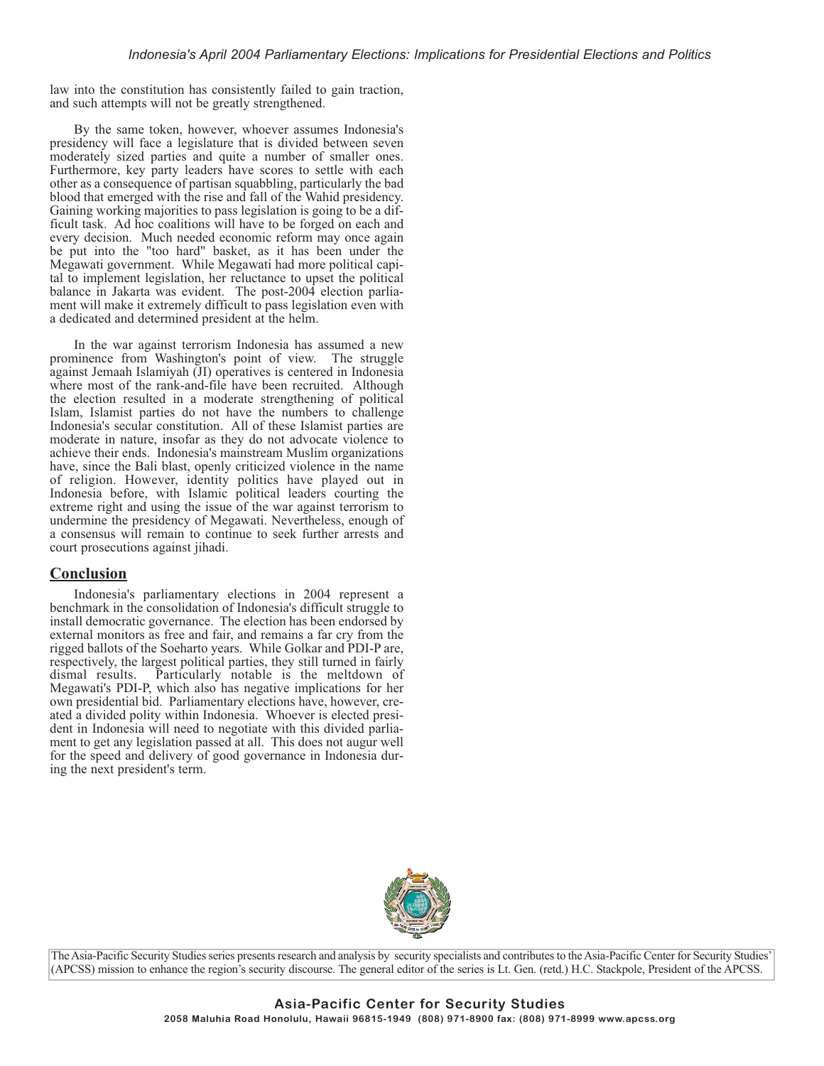law into the constitution has consistently failed to gain traction, and such attempts will not be greatly strengthened.

By the same token, however, whoever assumes Indonesia's presidency will face a legislature that is divided between seven moderately sized parties and quite a number of smaller ones. Furthermore, key party leaders have scores to settle with each other as a consequence of partisan squabbling, particularly the bad blood that emerged with the rise and fall of the Wahid presidency. Gaining working majorities to pass legislation is going to be a difficult task. Ad hoc coalitions will have to be forged on each and every decision. Much needed economic reform may once again be put into the "too hard" basket, as it has been under the Megawati government. While Megawati had more political capital to implement legislation, her reluctance to upset the political balance in Jakarta was evident. The post-2004 election parliament will make it extremely difficult to pass legislation even with a dedicated and determined president at the helm.

In the war against terrorism Indonesia has assumed a new prominence from Washington's point of view. The struggle against Jemaah Islamiyah (JI) operatives is centered in Indonesia where most of the rank-and-file have been recruited. Although the election resulted in a moderate strengthening of political Islam, Islamist parties do not have the numbers to challenge Indonesia's secular constitution. All of these Islamist parties are moderate in nature, insofar as they do not advocate violence to achieve their ends. Indonesia's mainstream Muslim organizations have, since the Bali blast, openly criticized violence in the name of religion. However, identity politics have played out in Indonesia before, with Islamic political leaders courting the extreme right and using the issue of the war against terrorism to undermine the presidency of Megawati. Nevertheless, enough of a consensus will remain to continue to seek further arrests and court prosecutions against jihadi.

## Conclusion

Indonesia's parliamentary elections in 2004 represent a benchmark in the consolidation of Indonesia's difficult struggle to install democratic governance. The election has been endorsed by external monitors as free and fair, and remains a far cry from the rigged ballots of the Soeharto years. While Golkar and PDI-P are, respectively, the largest political parties, they still turned in fairly dismal results. Particularly notable is the meltdown of Megawati's PDI-P, which also has negative implications for her own presidential bid. Parliamentary elections have, however, created a divided polity within Indonesia. Whoever is elected president in Indonesia will need to negotiate with this divided parliament to get any legislation passed at all. This does not augur well for the speed and delivery of good governance in Indonesia during the next president's term.

The Asia-Pacific Security Studies series presents research and analysis by security specialists and contributes to the Asia-Pacific Center for Security Studies' (APCSS) mission to enhance the region's security discourse. The general editor of the series is Lt. Gen. (retd.) H.C. Stackpole, President of the APCSS.

**Asia-Pacific Center for Security Studies**

2058 Maluhia Road Honolulu, Hawaii 96815-1949 (808) 971-8900 fax: (808) 971-8999 www.apcss.org